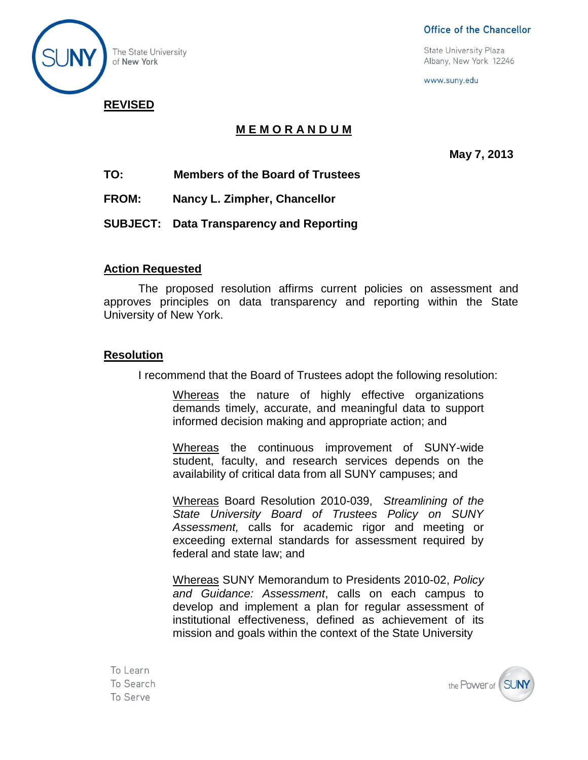Office of the Chancellor

State University Plaza
Albany, New York 12246

www.suny.edu

The State University of New York

**REVISED**

## M E M O R A N D U M

**May 7, 2013**

**TO:** **Members of the Board of Trustees**

**FROM:** **Nancy L. Zimpher, Chancellor**

**SUBJECT:** **Data Transparency and Reporting**

### Action Requested

The proposed resolution affirms current policies on assessment and approves principles on data transparency and reporting within the State University of New York.

### Resolution

I recommend that the Board of Trustees adopt the following resolution:

> Whereas the nature of highly effective organizations demands timely, accurate, and meaningful data to support informed decision making and appropriate action; and
>
> Whereas the continuous improvement of SUNY-wide student, faculty, and research services depends on the availability of critical data from all SUNY campuses; and
>
> Whereas Board Resolution 2010-039, *Streamlining of the State University Board of Trustees Policy on SUNY Assessment,* calls for academic rigor and meeting or exceeding external standards for assessment required by federal and state law; and
>
> Whereas SUNY Memorandum to Presidents 2010-02, *Policy and Guidance: Assessment*, calls on each campus to develop and implement a plan for regular assessment of institutional effectiveness, defined as achievement of its mission and goals within the context of the State University

To Learn
To Search
To Serve

the Power of SUNY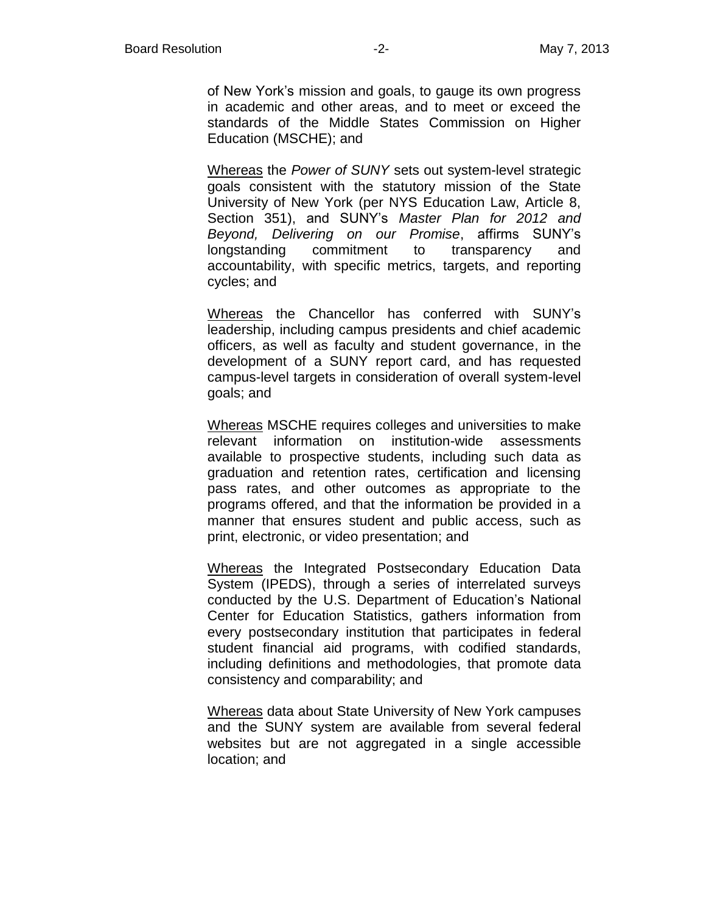of New York's mission and goals, to gauge its own progress in academic and other areas, and to meet or exceed the standards of the Middle States Commission on Higher Education (MSCHE); and

<u>Whereas</u> the *Power of SUNY* sets out system-level strategic goals consistent with the statutory mission of the State University of New York (per NYS Education Law, Article 8, Section 351), and SUNY's *Master Plan for 2012 and Beyond, Delivering on our Promise*, affirms SUNY's longstanding commitment to transparency and accountability, with specific metrics, targets, and reporting cycles; and

<u>Whereas</u> the Chancellor has conferred with SUNY's leadership, including campus presidents and chief academic officers, as well as faculty and student governance, in the development of a SUNY report card, and has requested campus-level targets in consideration of overall system-level goals; and

<u>Whereas</u> MSCHE requires colleges and universities to make relevant information on institution-wide assessments available to prospective students, including such data as graduation and retention rates, certification and licensing pass rates, and other outcomes as appropriate to the programs offered, and that the information be provided in a manner that ensures student and public access, such as print, electronic, or video presentation; and

<u>Whereas</u> the Integrated Postsecondary Education Data System (IPEDS), through a series of interrelated surveys conducted by the U.S. Department of Education's National Center for Education Statistics, gathers information from every postsecondary institution that participates in federal student financial aid programs, with codified standards, including definitions and methodologies, that promote data consistency and comparability; and

<u>Whereas</u> data about State University of New York campuses and the SUNY system are available from several federal websites but are not aggregated in a single accessible location; and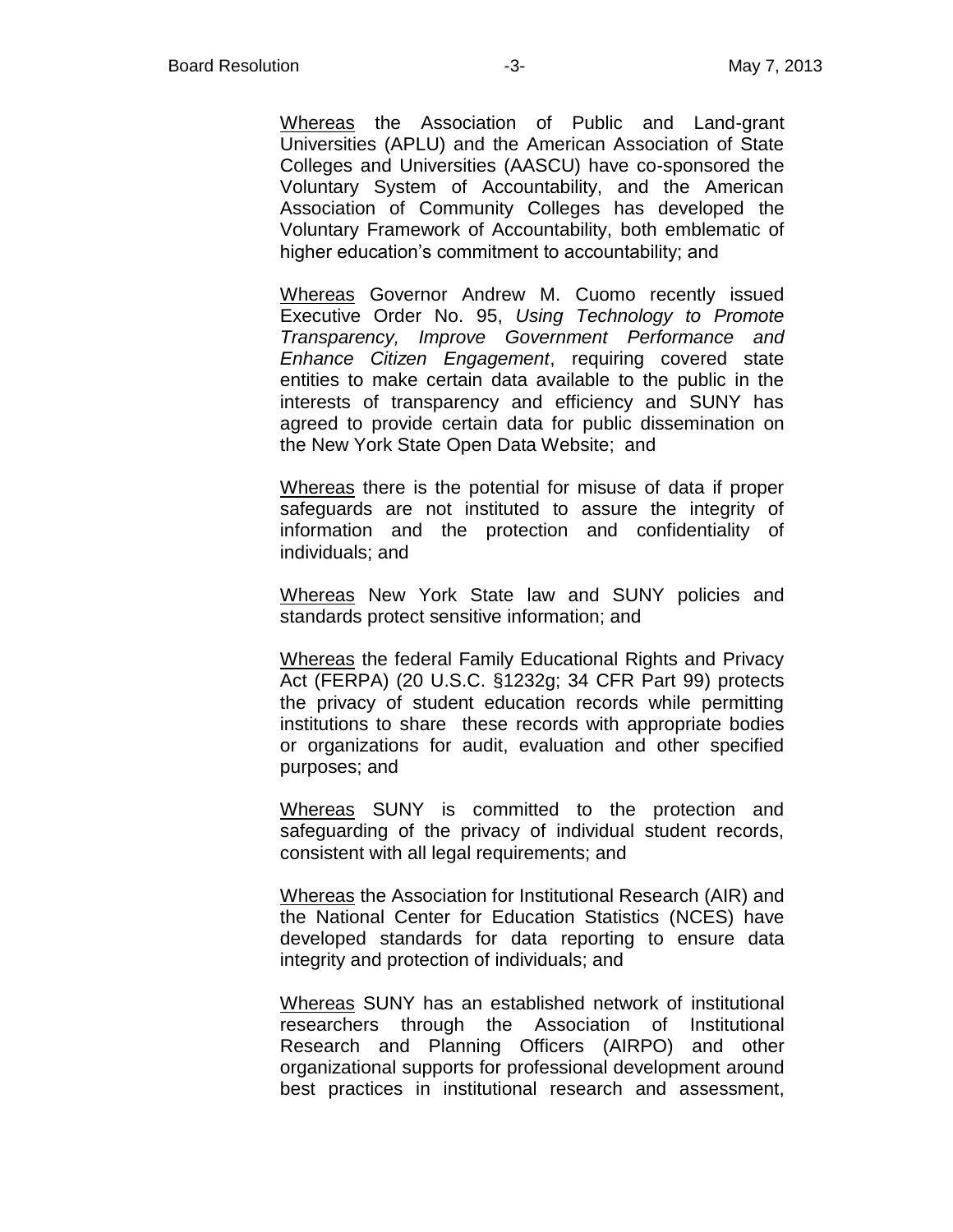Whereas the Association of Public and Land-grant Universities (APLU) and the American Association of State Colleges and Universities (AASCU) have co-sponsored the Voluntary System of Accountability, and the American Association of Community Colleges has developed the Voluntary Framework of Accountability, both emblematic of higher education's commitment to accountability; and

Whereas Governor Andrew M. Cuomo recently issued Executive Order No. 95, *Using Technology to Promote Transparency, Improve Government Performance and Enhance Citizen Engagement*, requiring covered state entities to make certain data available to the public in the interests of transparency and efficiency and SUNY has agreed to provide certain data for public dissemination on the New York State Open Data Website; and

Whereas there is the potential for misuse of data if proper safeguards are not instituted to assure the integrity of information and the protection and confidentiality of individuals; and

Whereas New York State law and SUNY policies and standards protect sensitive information; and

Whereas the federal Family Educational Rights and Privacy Act (FERPA) (20 U.S.C. §1232g; 34 CFR Part 99) protects the privacy of student education records while permitting institutions to share these records with appropriate bodies or organizations for audit, evaluation and other specified purposes; and

Whereas SUNY is committed to the protection and safeguarding of the privacy of individual student records, consistent with all legal requirements; and

Whereas the Association for Institutional Research (AIR) and the National Center for Education Statistics (NCES) have developed standards for data reporting to ensure data integrity and protection of individuals; and

Whereas SUNY has an established network of institutional researchers through the Association of Institutional Research and Planning Officers (AIRPO) and other organizational supports for professional development around best practices in institutional research and assessment,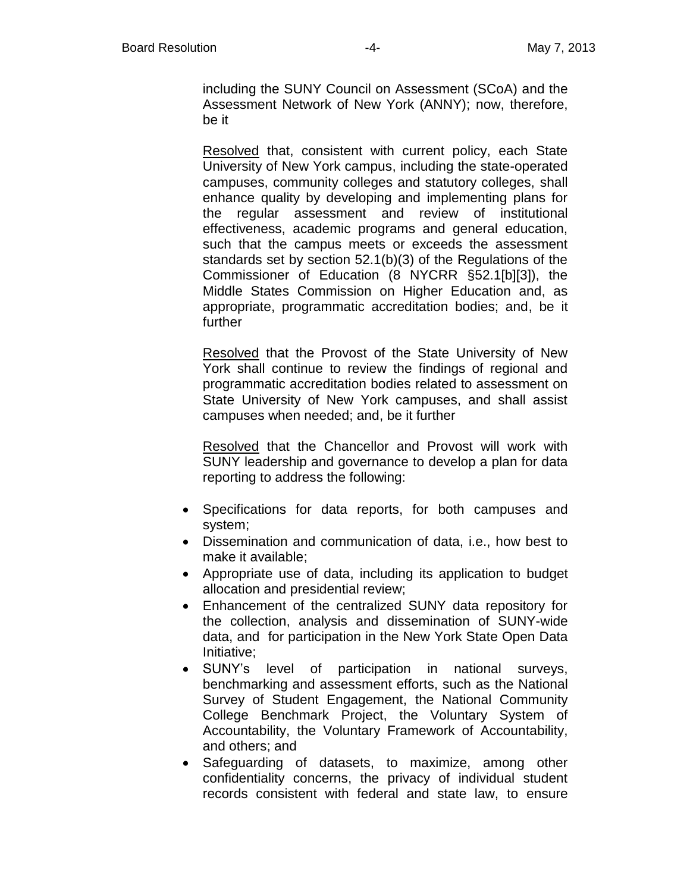including the SUNY Council on Assessment (SCoA) and the Assessment Network of New York (ANNY); now, therefore, be it

Resolved that, consistent with current policy, each State University of New York campus, including the state-operated campuses, community colleges and statutory colleges, shall enhance quality by developing and implementing plans for the regular assessment and review of institutional effectiveness, academic programs and general education, such that the campus meets or exceeds the assessment standards set by section 52.1(b)(3) of the Regulations of the Commissioner of Education (8 NYCRR §52.1[b][3]), the Middle States Commission on Higher Education and, as appropriate, programmatic accreditation bodies; and, be it further

Resolved that the Provost of the State University of New York shall continue to review the findings of regional and programmatic accreditation bodies related to assessment on State University of New York campuses, and shall assist campuses when needed; and, be it further

Resolved that the Chancellor and Provost will work with SUNY leadership and governance to develop a plan for data reporting to address the following:

- Specifications for data reports, for both campuses and system;
- Dissemination and communication of data, i.e., how best to make it available;
- Appropriate use of data, including its application to budget allocation and presidential review;
- Enhancement of the centralized SUNY data repository for the collection, analysis and dissemination of SUNY-wide data, and for participation in the New York State Open Data Initiative;
- SUNY's level of participation in national surveys, benchmarking and assessment efforts, such as the National Survey of Student Engagement, the National Community College Benchmark Project, the Voluntary System of Accountability, the Voluntary Framework of Accountability, and others; and
- Safeguarding of datasets, to maximize, among other confidentiality concerns, the privacy of individual student records consistent with federal and state law, to ensure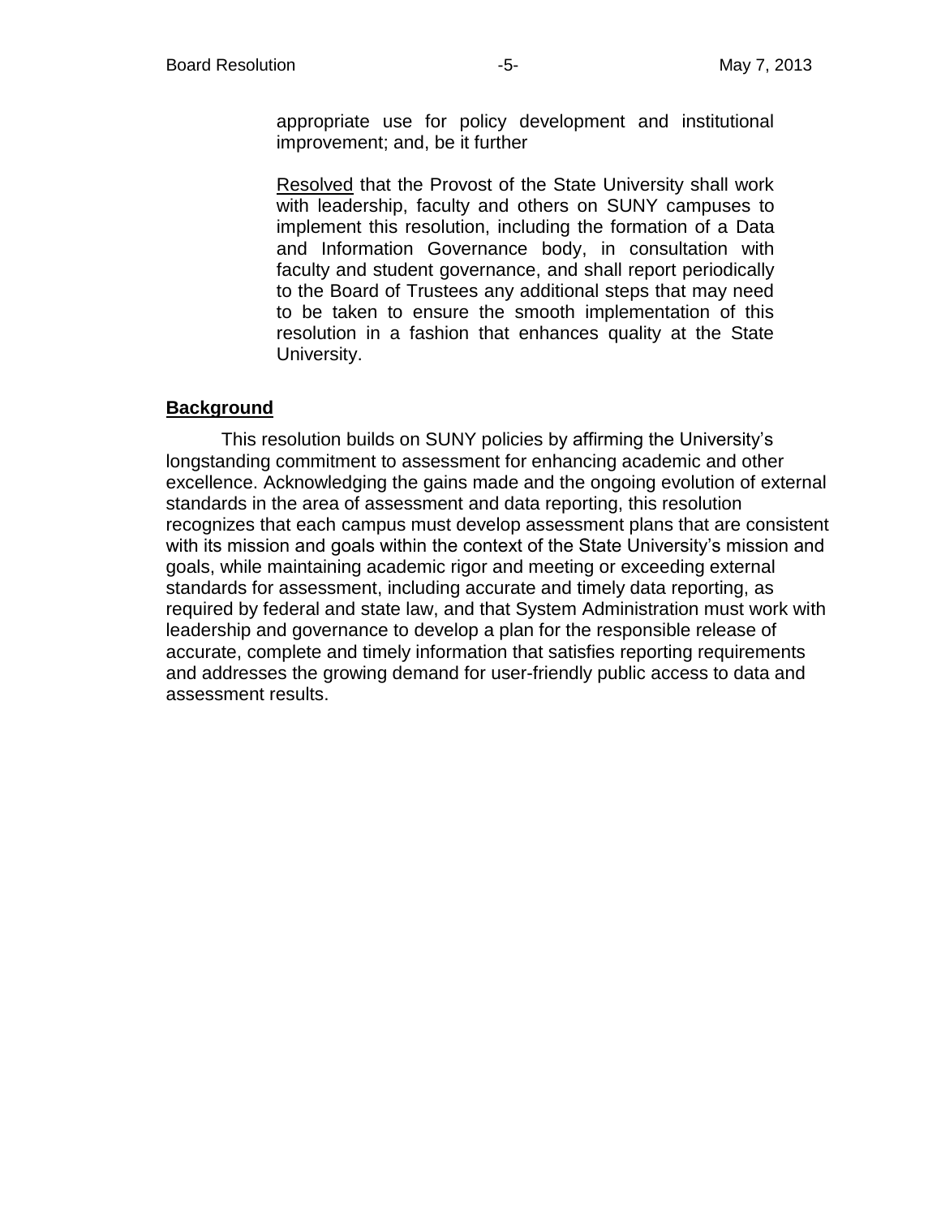appropriate use for policy development and institutional improvement; and, be it further

Resolved that the Provost of the State University shall work with leadership, faculty and others on SUNY campuses to implement this resolution, including the formation of a Data and Information Governance body, in consultation with faculty and student governance, and shall report periodically to the Board of Trustees any additional steps that may need to be taken to ensure the smooth implementation of this resolution in a fashion that enhances quality at the State University.

## Background

This resolution builds on SUNY policies by affirming the University's longstanding commitment to assessment for enhancing academic and other excellence. Acknowledging the gains made and the ongoing evolution of external standards in the area of assessment and data reporting, this resolution recognizes that each campus must develop assessment plans that are consistent with its mission and goals within the context of the State University's mission and goals, while maintaining academic rigor and meeting or exceeding external standards for assessment, including accurate and timely data reporting, as required by federal and state law, and that System Administration must work with leadership and governance to develop a plan for the responsible release of accurate, complete and timely information that satisfies reporting requirements and addresses the growing demand for user-friendly public access to data and assessment results.